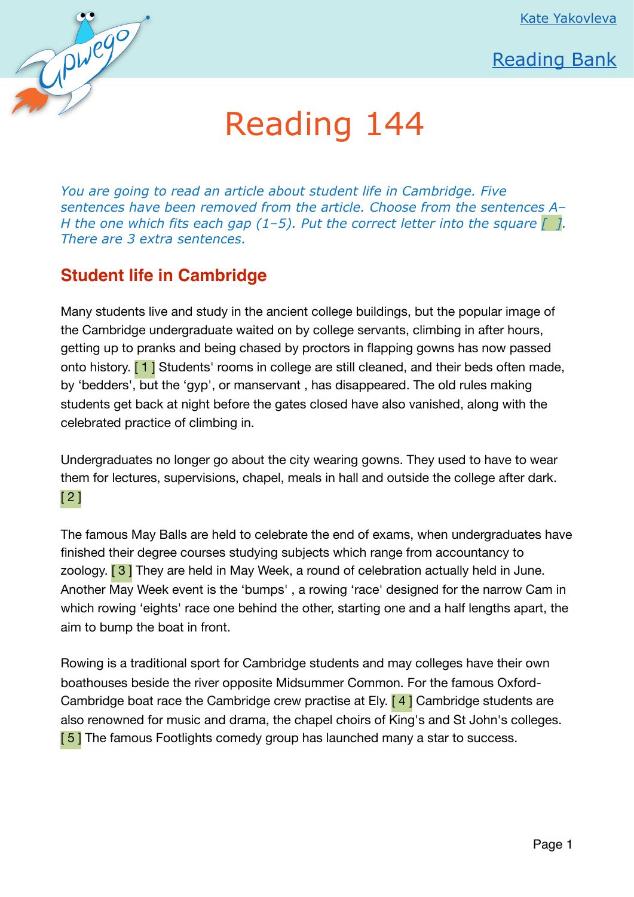# Reading 144

*You are going to read an article about student life in Cambridge. Five sentences have been removed from the article. Choose from the sentences A–H the one which fits each gap (1–5). Put the correct letter into the square [ ]. There are 3 extra sentences.*

## Student life in Cambridge

Many students live and study in the ancient college buildings, but the popular image of the Cambridge undergraduate waited on by college servants, climbing in after hours, getting up to pranks and being chased by proctors in flapping gowns has now passed onto history. [ 1 ] Students' rooms in college are still cleaned, and their beds often made, by 'bedders', but the 'gyp', or manservant , has disappeared. The old rules making students get back at night before the gates closed have also vanished, along with the celebrated practice of climbing in.

Undergraduates no longer go about the city wearing gowns. They used to have to wear them for lectures, supervisions, chapel, meals in hall and outside the college after dark. [ 2 ]

The famous May Balls are held to celebrate the end of exams, when undergraduates have finished their degree courses studying subjects which range from accountancy to zoology. [ 3 ] They are held in May Week, a round of celebration actually held in June. Another May Week event is the 'bumps' , a rowing 'race' designed for the narrow Cam in which rowing 'eights' race one behind the other, starting one and a half lengths apart, the aim to bump the boat in front.

Rowing is a traditional sport for Cambridge students and may colleges have their own boathouses beside the river opposite Midsummer Common. For the famous Oxford-Cambridge boat race the Cambridge crew practise at Ely. [ 4 ] Cambridge students are also renowned for music and drama, the chapel choirs of King's and St John's colleges. [ 5 ] The famous Footlights comedy group has launched many a star to success.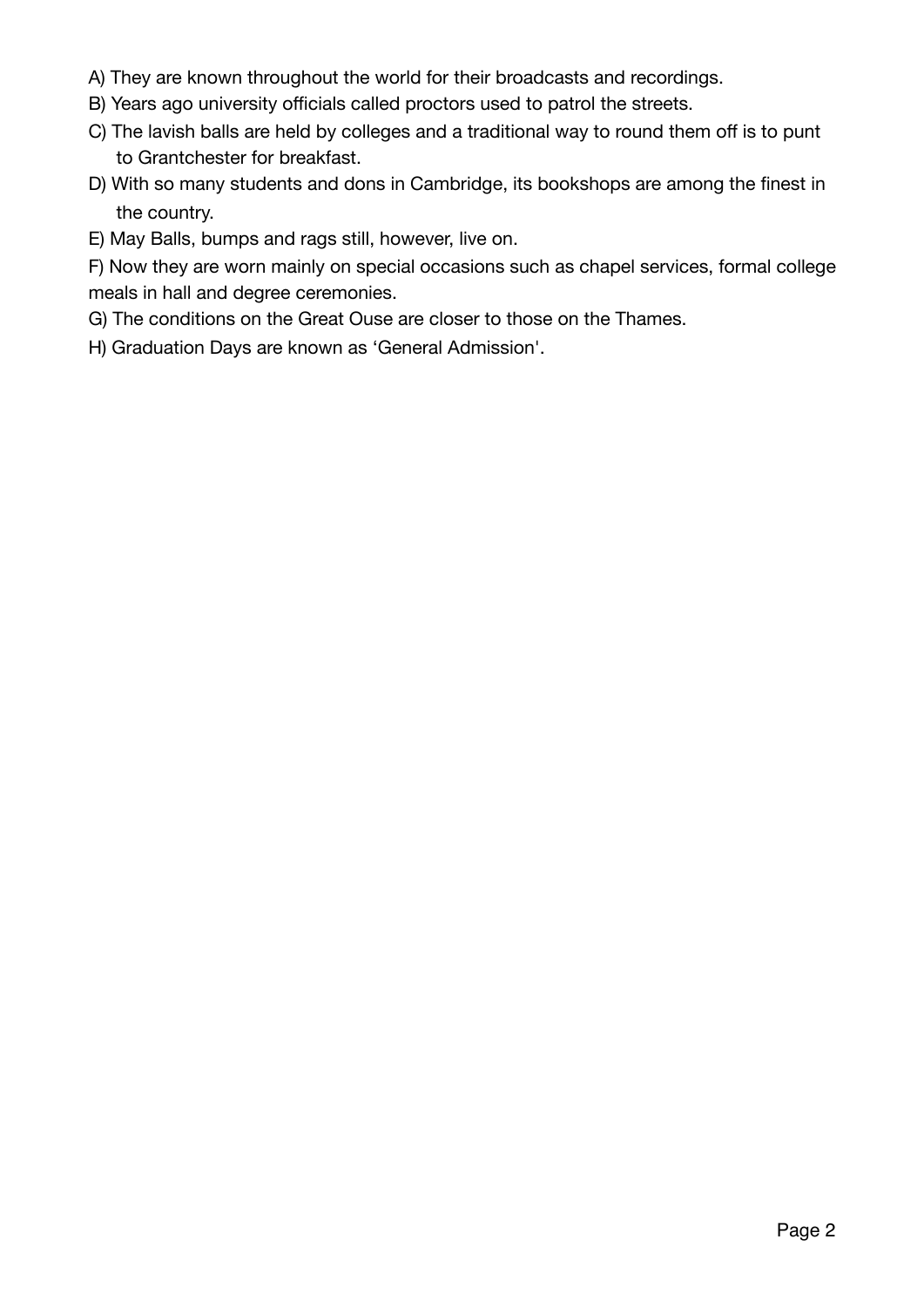A) They are known throughout the world for their broadcasts and recordings.

B) Years ago university officials called proctors used to patrol the streets.

C) The lavish balls are held by colleges and a traditional way to round them off is to punt to Grantchester for breakfast.

D) With so many students and dons in Cambridge, its bookshops are among the finest in the country.

E) May Balls, bumps and rags still, however, live on.

F) Now they are worn mainly on special occasions such as chapel services, formal college meals in hall and degree ceremonies.

G) The conditions on the Great Ouse are closer to those on the Thames.

H) Graduation Days are known as 'General Admission'.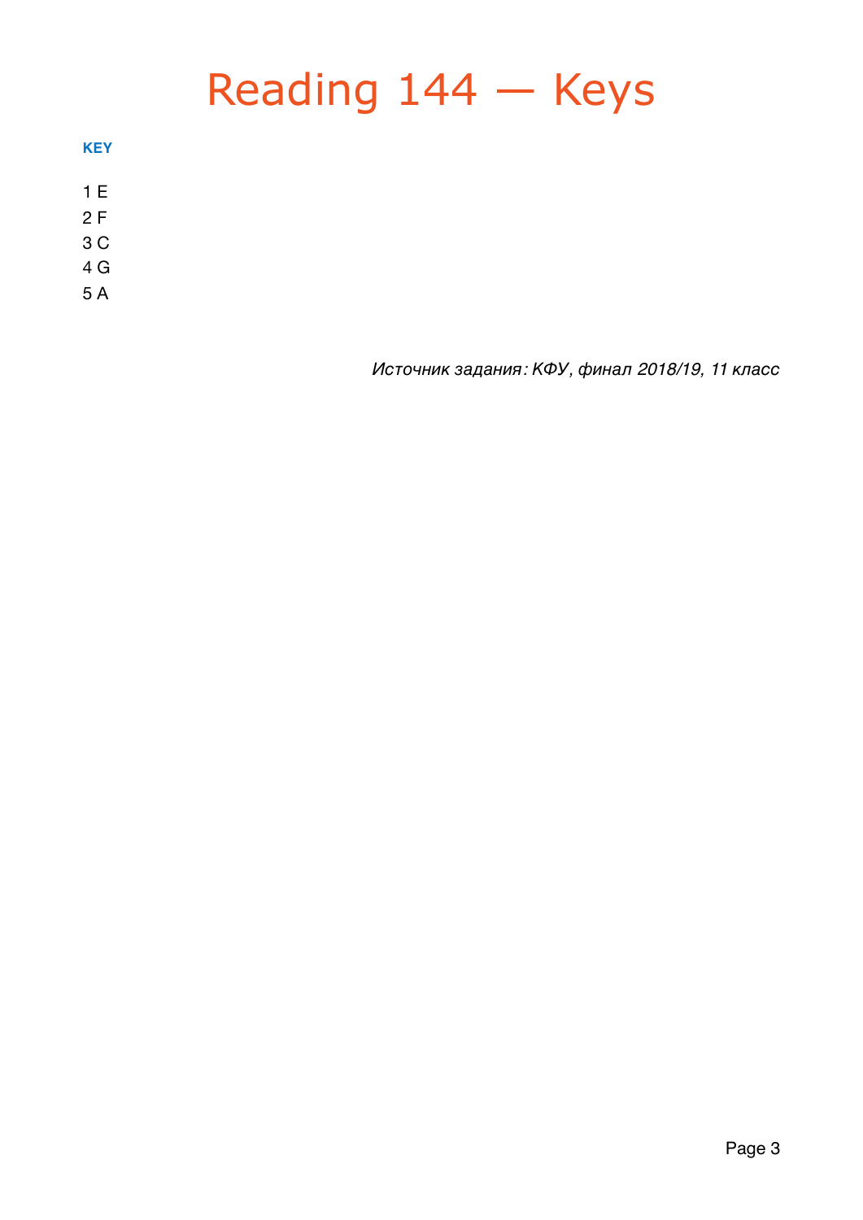# Reading 144 — Keys

**KEY**

1 E
2 F
3 C
4 G
5 A

*Источник задания: КФУ, финал 2018/19, 11 класс*